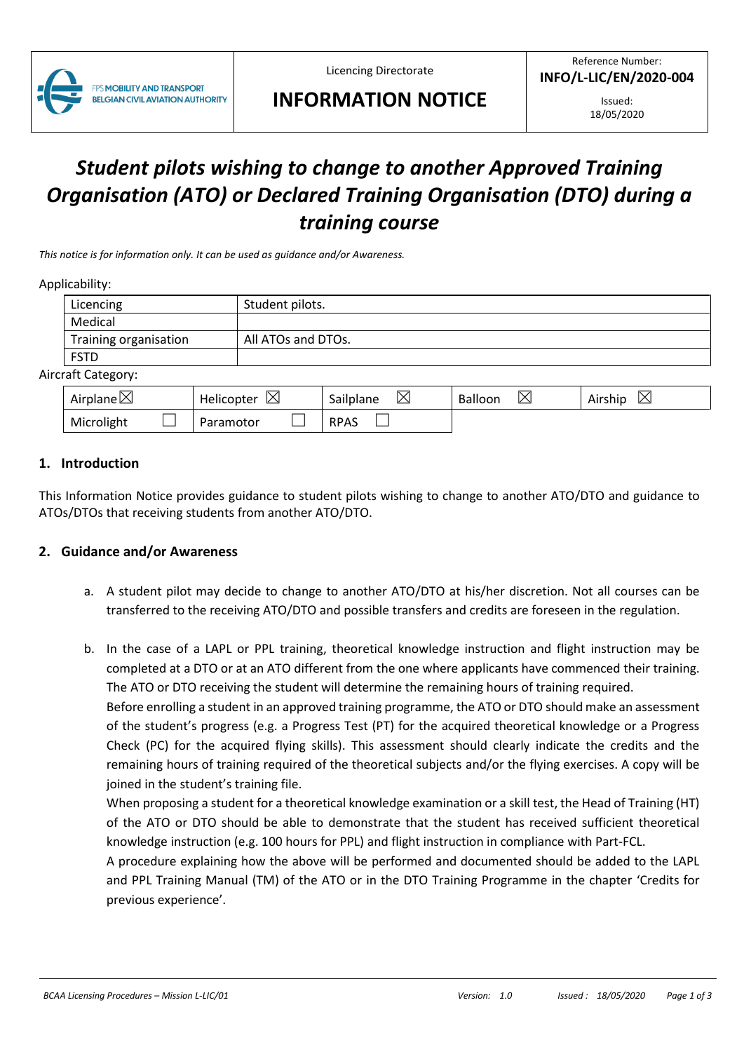| FPS MOBILITY AND TRANSPORT BELGIAN CIVIL AVIATION AUTHORITY | Licencing Directorate **INFORMATION NOTICE** | Reference Number: **INFO/L-LIC/EN/2020-004** Issued: 18/05/2020 |
|---|---|---|

# *Student pilots wishing to change to another Approved Training Organisation (ATO) or Declared Training Organisation (DTO) during a training course*

*This notice is for information only. It can be used as guidance and/or Awareness.*

Applicability:

| | |
|---|---|
| Licencing | Student pilots. |
| Medical | |
| Training organisation | All ATOs and DTOs. |
| FSTD | |

Aircraft Category:

| | | | | |
|---|---|---|---|---|
| Airplane ☒ | Helicopter ☒ | Sailplane ☒ | Balloon ☒ | Airship ☒ |
| Microlight ☐ | Paramotor ☐ | RPAS ☐ | | |

## 1. Introduction

This Information Notice provides guidance to student pilots wishing to change to another ATO/DTO and guidance to ATOs/DTOs that receiving students from another ATO/DTO.

## 2. Guidance and/or Awareness

a. A student pilot may decide to change to another ATO/DTO at his/her discretion. Not all courses can be transferred to the receiving ATO/DTO and possible transfers and credits are foreseen in the regulation.

b. In the case of a LAPL or PPL training, theoretical knowledge instruction and flight instruction may be completed at a DTO or at an ATO different from the one where applicants have commenced their training. The ATO or DTO receiving the student will determine the remaining hours of training required.
Before enrolling a student in an approved training programme, the ATO or DTO should make an assessment of the student's progress (e.g. a Progress Test (PT) for the acquired theoretical knowledge or a Progress Check (PC) for the acquired flying skills). This assessment should clearly indicate the credits and the remaining hours of training required of the theoretical subjects and/or the flying exercises. A copy will be joined in the student's training file.
When proposing a student for a theoretical knowledge examination or a skill test, the Head of Training (HT) of the ATO or DTO should be able to demonstrate that the student has received sufficient theoretical knowledge instruction (e.g. 100 hours for PPL) and flight instruction in compliance with Part-FCL.
A procedure explaining how the above will be performed and documented should be added to the LAPL and PPL Training Manual (TM) of the ATO or in the DTO Training Programme in the chapter 'Credits for previous experience'.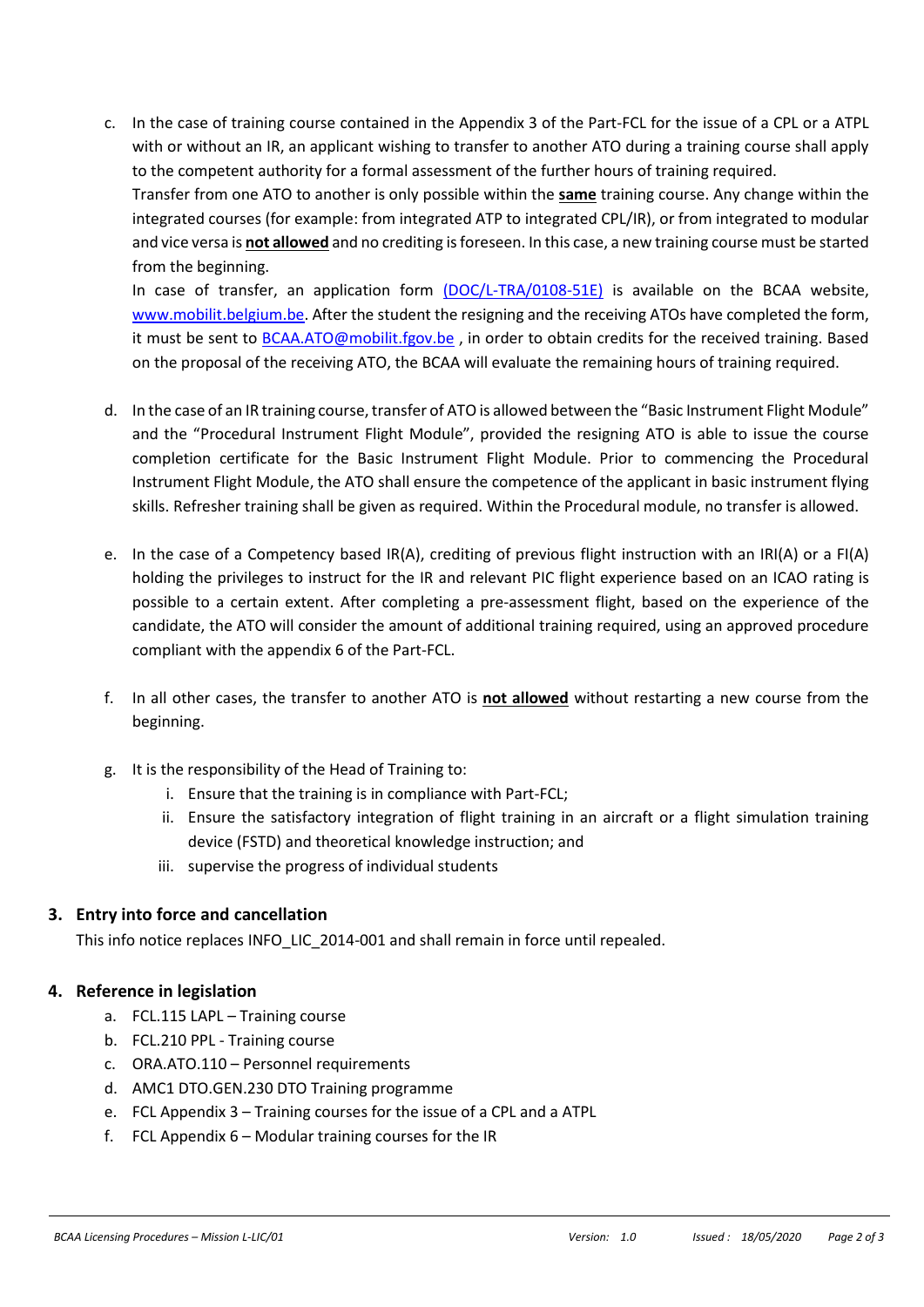c. In the case of training course contained in the Appendix 3 of the Part-FCL for the issue of a CPL or a ATPL with or without an IR, an applicant wishing to transfer to another ATO during a training course shall apply to the competent authority for a formal assessment of the further hours of training required.
   Transfer from one ATO to another is only possible within the **same** training course. Any change within the integrated courses (for example: from integrated ATP to integrated CPL/IR), or from integrated to modular and vice versa is **not allowed** and no crediting is foreseen. In this case, a new training course must be started from the beginning.
   In case of transfer, an application form [(DOC/L-TRA/0108-51E)]() is available on the BCAA website, [www.mobilit.belgium.be](www.mobilit.belgium.be). After the student the resigning and the receiving ATOs have completed the form, it must be sent to [BCAA.ATO@mobilit.fgov.be](mailto:BCAA.ATO@mobilit.fgov.be) , in order to obtain credits for the received training. Based on the proposal of the receiving ATO, the BCAA will evaluate the remaining hours of training required.

d. In the case of an IR training course, transfer of ATO is allowed between the "Basic Instrument Flight Module" and the "Procedural Instrument Flight Module", provided the resigning ATO is able to issue the course completion certificate for the Basic Instrument Flight Module. Prior to commencing the Procedural Instrument Flight Module, the ATO shall ensure the competence of the applicant in basic instrument flying skills. Refresher training shall be given as required. Within the Procedural module, no transfer is allowed.

e. In the case of a Competency based IR(A), crediting of previous flight instruction with an IRI(A) or a FI(A) holding the privileges to instruct for the IR and relevant PIC flight experience based on an ICAO rating is possible to a certain extent. After completing a pre-assessment flight, based on the experience of the candidate, the ATO will consider the amount of additional training required, using an approved procedure compliant with the appendix 6 of the Part-FCL.

f. In all other cases, the transfer to another ATO is **not allowed** without restarting a new course from the beginning.

g. It is the responsibility of the Head of Training to:
   i. Ensure that the training is in compliance with Part-FCL;
   ii. Ensure the satisfactory integration of flight training in an aircraft or a flight simulation training device (FSTD) and theoretical knowledge instruction; and
   iii. supervise the progress of individual students

## 3. Entry into force and cancellation

This info notice replaces INFO_LIC_2014-001 and shall remain in force until repealed.

## 4. Reference in legislation

a. FCL.115 LAPL – Training course
b. FCL.210 PPL - Training course
c. ORA.ATO.110 – Personnel requirements
d. AMC1 DTO.GEN.230 DTO Training programme
e. FCL Appendix 3 – Training courses for the issue of a CPL and a ATPL
f. FCL Appendix 6 – Modular training courses for the IR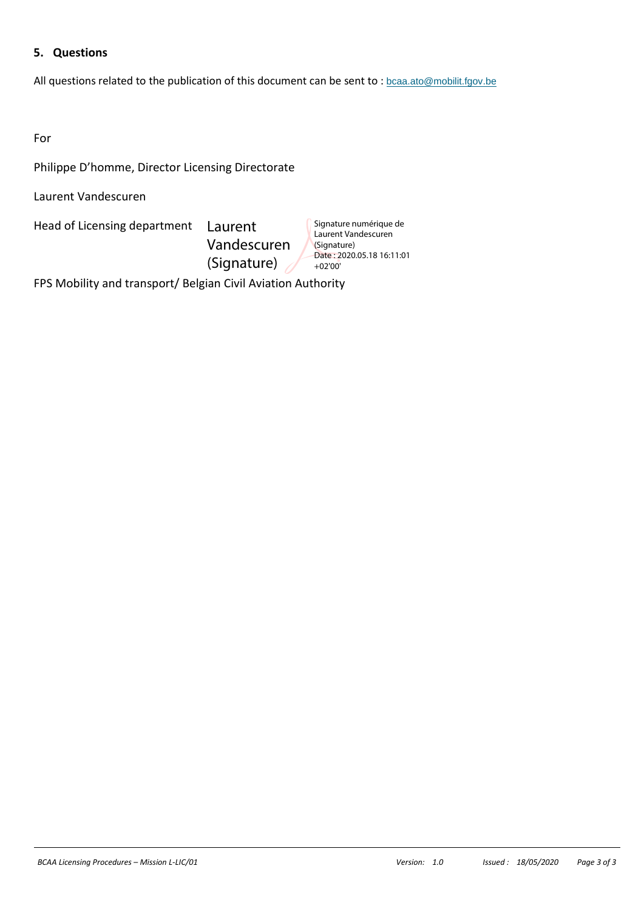## 5. Questions

All questions related to the publication of this document can be sent to : bcaa.ato@mobilit.fgov.be

For

Philippe D'homme, Director Licensing Directorate

Laurent Vandescuren

Head of Licensing department Laurent Vandescuren (Signature)

Signature numérique de Laurent Vandescuren (Signature)
Date : 2020.05.18 16:11:01 +02'00'

FPS Mobility and transport/ Belgian Civil Aviation Authority